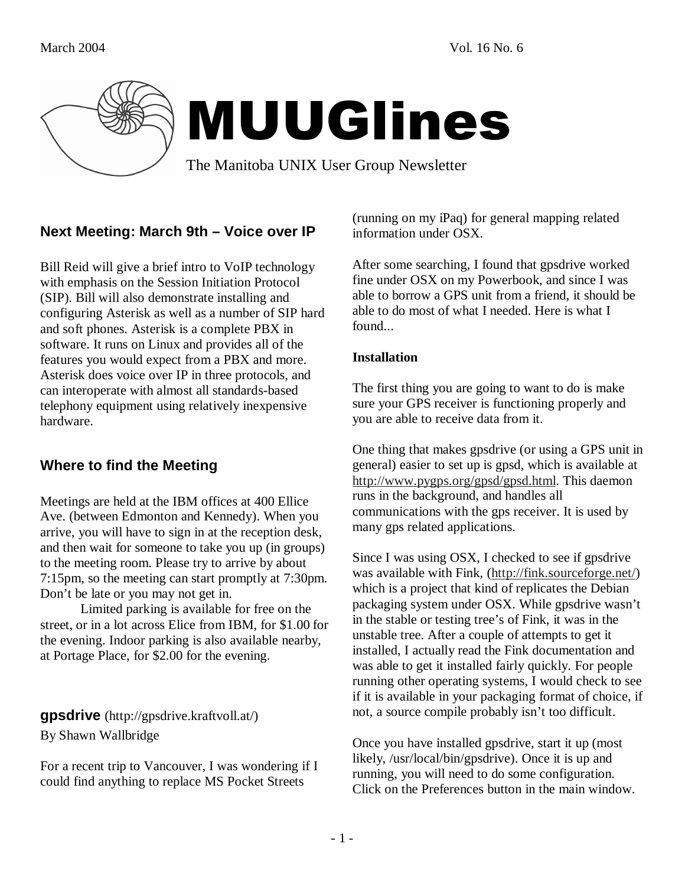# MUUGlines

The Manitoba UNIX User Group Newsletter

## Next Meeting: March 9th – Voice over IP

Bill Reid will give a brief intro to VoIP technology with emphasis on the Session Initiation Protocol (SIP). Bill will also demonstrate installing and configuring Asterisk as well as a number of SIP hard and soft phones. Asterisk is a complete PBX in software. It runs on Linux and provides all of the features you would expect from a PBX and more. Asterisk does voice over IP in three protocols, and can interoperate with almost all standards-based telephony equipment using relatively inexpensive hardware.

## Where to find the Meeting

Meetings are held at the IBM offices at 400 Ellice Ave. (between Edmonton and Kennedy). When you arrive, you will have to sign in at the reception desk, and then wait for someone to take you up (in groups) to the meeting room. Please try to arrive by about 7:15pm, so the meeting can start promptly at 7:30pm. Don't be late or you may not get in.

Limited parking is available for free on the street, or in a lot across Elice from IBM, for $1.00 for the evening. Indoor parking is also available nearby, at Portage Place, for $2.00 for the evening.

## gpsdrive (http://gpsdrive.kraftvoll.at/)

By Shawn Wallbridge

For a recent trip to Vancouver, I was wondering if I could find anything to replace MS Pocket Streets (running on my iPaq) for general mapping related information under OSX.

After some searching, I found that gpsdrive worked fine under OSX on my Powerbook, and since I was able to borrow a GPS unit from a friend, it should be able to do most of what I needed. Here is what I found...

**Installation**

The first thing you are going to want to do is make sure your GPS receiver is functioning properly and you are able to receive data from it.

One thing that makes gpsdrive (or using a GPS unit in general) easier to set up is gpsd, which is available at http://www.pygps.org/gpsd/gpsd.html. This daemon runs in the background, and handles all communications with the gps receiver. It is used by many gps related applications.

Since I was using OSX, I checked to see if gpsdrive was available with Fink, (http://fink.sourceforge.net/) which is a project that kind of replicates the Debian packaging system under OSX. While gpsdrive wasn't in the stable or testing tree's of Fink, it was in the unstable tree. After a couple of attempts to get it installed, I actually read the Fink documentation and was able to get it installed fairly quickly. For people running other operating systems, I would check to see if it is available in your packaging format of choice, if not, a source compile probably isn't too difficult.

Once you have installed gpsdrive, start it up (most likely, /usr/local/bin/gpsdrive). Once it is up and running, you will need to do some configuration. Click on the Preferences button in the main window.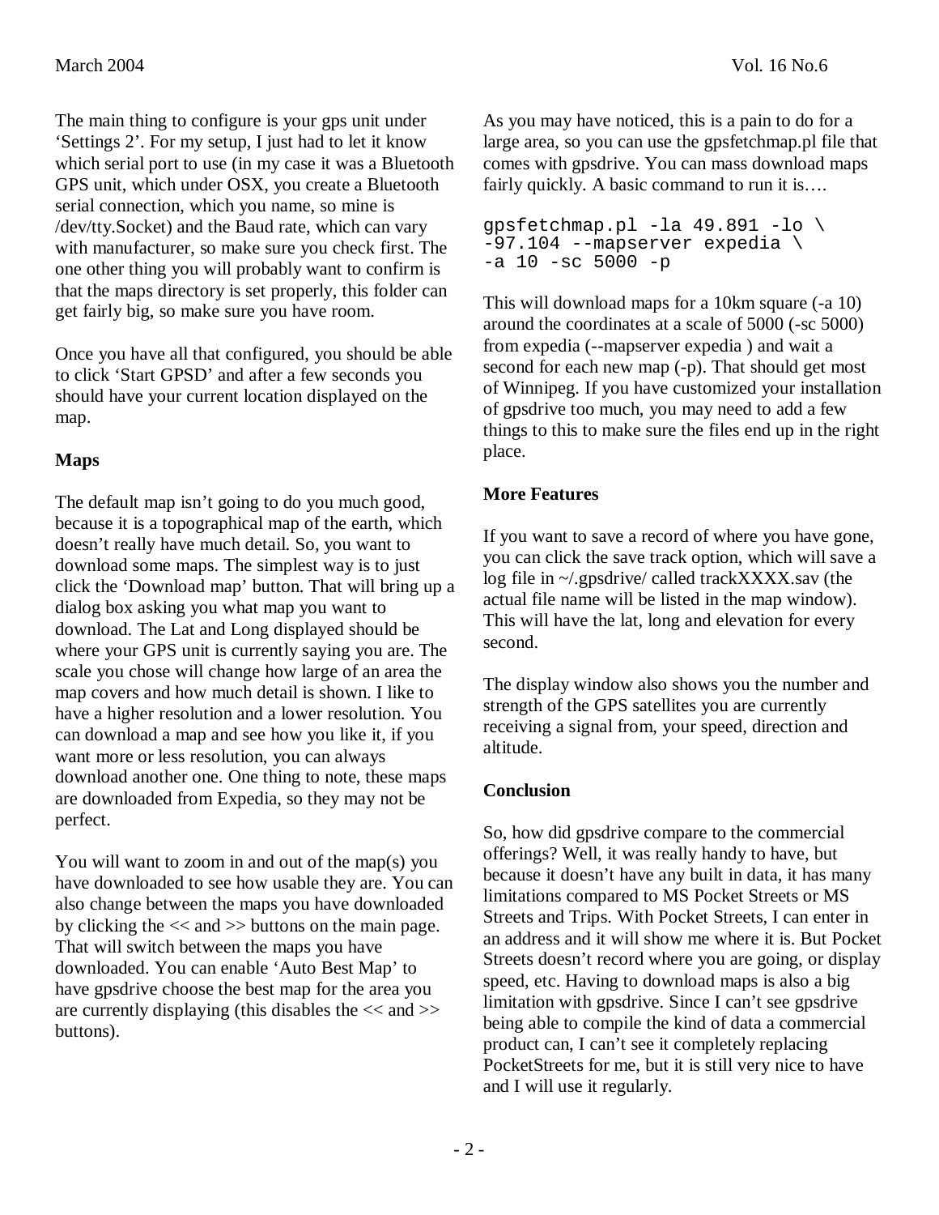The main thing to configure is your gps unit under ‘Settings 2’. For my setup, I just had to let it know which serial port to use (in my case it was a Bluetooth GPS unit, which under OSX, you create a Bluetooth serial connection, which you name, so mine is /dev/tty.Socket) and the Baud rate, which can vary with manufacturer, so make sure you check first. The one other thing you will probably want to confirm is that the maps directory is set properly, this folder can get fairly big, so make sure you have room.

Once you have all that configured, you should be able to click ‘Start GPSD’ and after a few seconds you should have your current location displayed on the map.

**Maps**

The default map isn’t going to do you much good, because it is a topographical map of the earth, which doesn’t really have much detail. So, you want to download some maps. The simplest way is to just click the ‘Download map’ button. That will bring up a dialog box asking you what map you want to download. The Lat and Long displayed should be where your GPS unit is currently saying you are. The scale you chose will change how large of an area the map covers and how much detail is shown. I like to have a higher resolution and a lower resolution. You can download a map and see how you like it, if you want more or less resolution, you can always download another one. One thing to note, these maps are downloaded from Expedia, so they may not be perfect.

You will want to zoom in and out of the map(s) you have downloaded to see how usable they are. You can also change between the maps you have downloaded by clicking the << and >> buttons on the main page. That will switch between the maps you have downloaded. You can enable ‘Auto Best Map’ to have gpsdrive choose the best map for the area you are currently displaying (this disables the << and >> buttons).

As you may have noticed, this is a pain to do for a large area, so you can use the gpsfetchmap.pl file that comes with gpsdrive. You can mass download maps fairly quickly. A basic command to run it is….

```
gpsfetchmap.pl -la 49.891 -lo \
-97.104 --mapserver expedia \
-a 10 -sc 5000 -p
```

This will download maps for a 10km square (-a 10) around the coordinates at a scale of 5000 (-sc 5000) from expedia (--mapserver expedia ) and wait a second for each new map (-p). That should get most of Winnipeg. If you have customized your installation of gpsdrive too much, you may need to add a few things to this to make sure the files end up in the right place.

**More Features**

If you want to save a record of where you have gone, you can click the save track option, which will save a log file in ~/.gpsdrive/ called trackXXXX.sav (the actual file name will be listed in the map window). This will have the lat, long and elevation for every second.

The display window also shows you the number and strength of the GPS satellites you are currently receiving a signal from, your speed, direction and altitude.

**Conclusion**

So, how did gpsdrive compare to the commercial offerings? Well, it was really handy to have, but because it doesn’t have any built in data, it has many limitations compared to MS Pocket Streets or MS Streets and Trips. With Pocket Streets, I can enter in an address and it will show me where it is. But Pocket Streets doesn’t record where you are going, or display speed, etc. Having to download maps is also a big limitation with gpsdrive. Since I can’t see gpsdrive being able to compile the kind of data a commercial product can, I can’t see it completely replacing PocketStreets for me, but it is still very nice to have and I will use it regularly.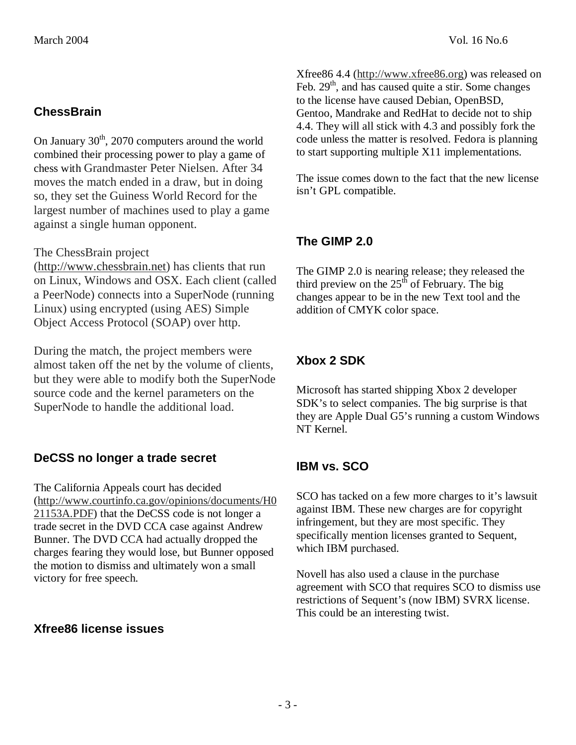## ChessBrain

On January 30th, 2070 computers around the world combined their processing power to play a game of chess with Grandmaster Peter Nielsen. After 34 moves the match ended in a draw, but in doing so, they set the Guiness World Record for the largest number of machines used to play a game against a single human opponent.

The ChessBrain project (http://www.chessbrain.net) has clients that run on Linux, Windows and OSX. Each client (called a PeerNode) connects into a SuperNode (running Linux) using encrypted (using AES) Simple Object Access Protocol (SOAP) over http.

During the match, the project members were almost taken off the net by the volume of clients, but they were able to modify both the SuperNode source code and the kernel parameters on the SuperNode to handle the additional load.

## DeCSS no longer a trade secret

The California Appeals court has decided (http://www.courtinfo.ca.gov/opinions/documents/H021153A.PDF) that the DeCSS code is not longer a trade secret in the DVD CCA case against Andrew Bunner. The DVD CCA had actually dropped the charges fearing they would lose, but Bunner opposed the motion to dismiss and ultimately won a small victory for free speech.

## Xfree86 license issues

Xfree86 4.4 (http://www.xfree86.org) was released on Feb. 29th, and has caused quite a stir. Some changes to the license have caused Debian, OpenBSD, Gentoo, Mandrake and RedHat to decide not to ship 4.4. They will all stick with 4.3 and possibly fork the code unless the matter is resolved. Fedora is planning to start supporting multiple X11 implementations.

The issue comes down to the fact that the new license isn't GPL compatible.

## The GIMP 2.0

The GIMP 2.0 is nearing release; they released the third preview on the 25th of February. The big changes appear to be in the new Text tool and the addition of CMYK color space.

## Xbox 2 SDK

Microsoft has started shipping Xbox 2 developer SDK's to select companies. The big surprise is that they are Apple Dual G5's running a custom Windows NT Kernel.

## IBM vs. SCO

SCO has tacked on a few more charges to it's lawsuit against IBM. These new charges are for copyright infringement, but they are most specific. They specifically mention licenses granted to Sequent, which IBM purchased.

Novell has also used a clause in the purchase agreement with SCO that requires SCO to dismiss use restrictions of Sequent's (now IBM) SVRX license. This could be an interesting twist.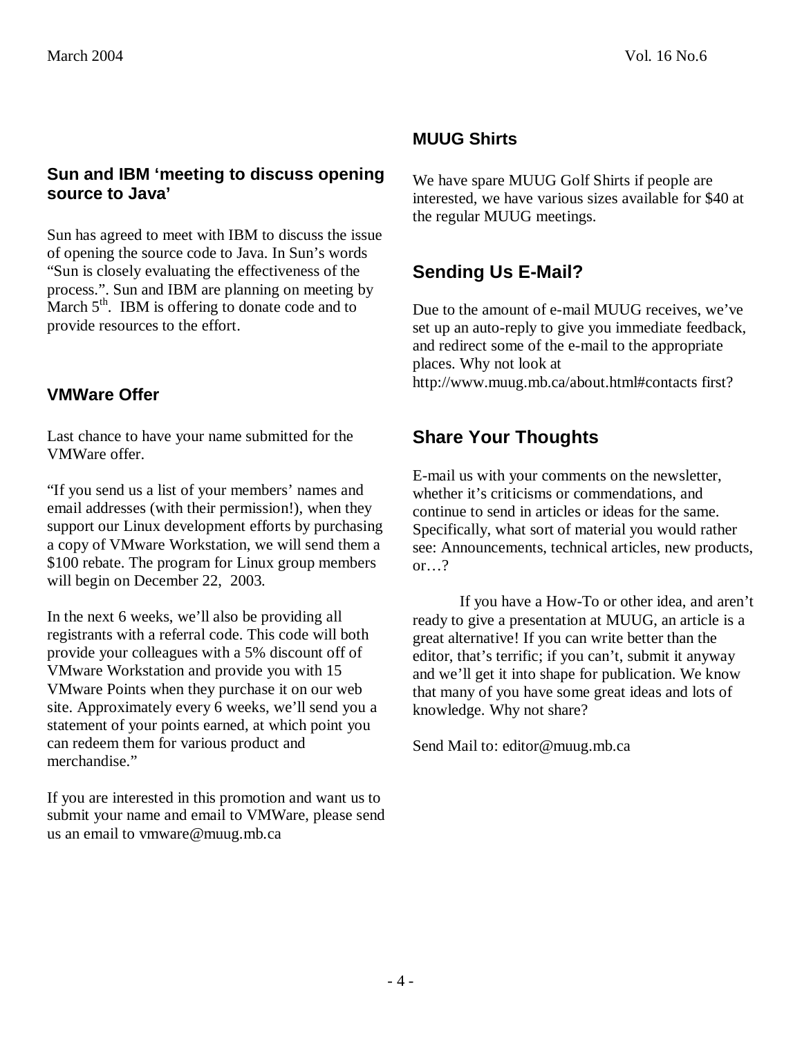## Sun and IBM 'meeting to discuss opening source to Java'

Sun has agreed to meet with IBM to discuss the issue of opening the source code to Java. In Sun's words "Sun is closely evaluating the effectiveness of the process.". Sun and IBM are planning on meeting by March 5th. IBM is offering to donate code and to provide resources to the effort.

## VMWare Offer

Last chance to have your name submitted for the VMWare offer.

"If you send us a list of your members' names and email addresses (with their permission!), when they support our Linux development efforts by purchasing a copy of VMware Workstation, we will send them a $100 rebate. The program for Linux group members will begin on December 22, 2003.

In the next 6 weeks, we'll also be providing all registrants with a referral code. This code will both provide your colleagues with a 5% discount off of VMware Workstation and provide you with 15 VMware Points when they purchase it on our web site. Approximately every 6 weeks, we'll send you a statement of your points earned, at which point you can redeem them for various product and merchandise."

If you are interested in this promotion and want us to submit your name and email to VMWare, please send us an email to vmware@muug.mb.ca

## MUUG Shirts

We have spare MUUG Golf Shirts if people are interested, we have various sizes available for $40 at the regular MUUG meetings.

## Sending Us E-Mail?

Due to the amount of e-mail MUUG receives, we've set up an auto-reply to give you immediate feedback, and redirect some of the e-mail to the appropriate places. Why not look at http://www.muug.mb.ca/about.html#contacts first?

## Share Your Thoughts

E-mail us with your comments on the newsletter, whether it's criticisms or commendations, and continue to send in articles or ideas for the same. Specifically, what sort of material you would rather see: Announcements, technical articles, new products, or…?

If you have a How-To or other idea, and aren't ready to give a presentation at MUUG, an article is a great alternative! If you can write better than the editor, that's terrific; if you can't, submit it anyway and we'll get it into shape for publication. We know that many of you have some great ideas and lots of knowledge. Why not share?

Send Mail to: editor@muug.mb.ca